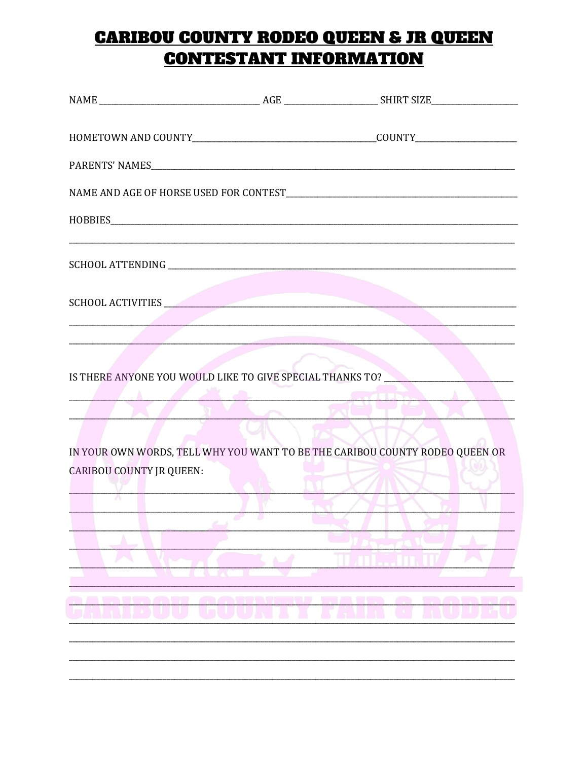# CARIBOU COUNTY RODEO QUEEN & JR QUEEN CONTESTANT INFORMATION

NAME ______________________ AGE ______________ SHIRT SIZE______________

HOMETOWN AND COUNTY___________________________COUNTY________________

PARENTS' NAMES_______________________________________________________

NAME AND AGE OF HORSE USED FOR CONTEST_________________________________

HOBBIES______________________________________________________________

_____________________________________________________________________

SCHOOL ATTENDING ____________________________________________________

SCHOOL ACTIVITIES ____________________________________________________

_____________________________________________________________________

_____________________________________________________________________

IS THERE ANYONE YOU WOULD LIKE TO GIVE SPECIAL THANKS TO? ________________

_____________________________________________________________________

_____________________________________________________________________

IN YOUR OWN WORDS, TELL WHY YOU WANT TO BE THE CARIBOU COUNTY RODEO QUEEN OR CARIBOU COUNTY JR QUEEN:

_____________________________________________________________________

_____________________________________________________________________

_____________________________________________________________________

_____________________________________________________________________

_____________________________________________________________________

_____________________________________________________________________

_____________________________________________________________________

_____________________________________________________________________

_____________________________________________________________________

_____________________________________________________________________

_____________________________________________________________________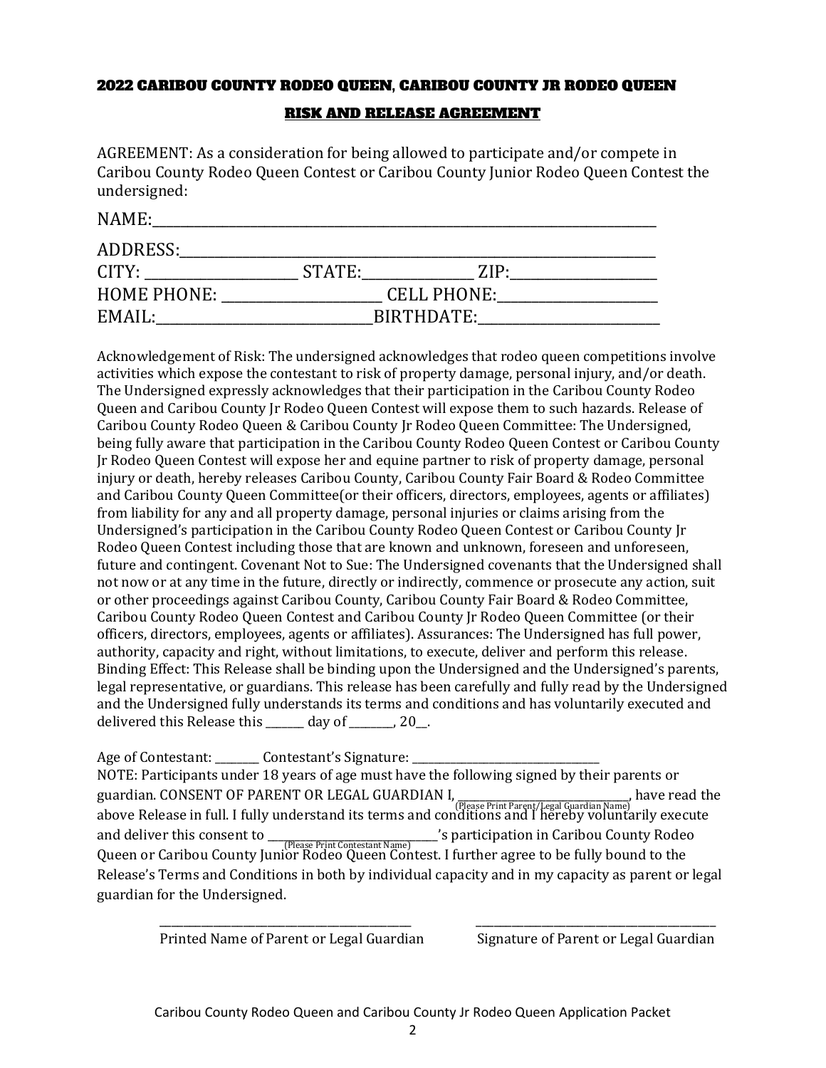## 2022 CARIBOU COUNTY RODEO QUEEN, CARIBOU COUNTY JR RODEO QUEEN

### RISK AND RELEASE AGREEMENT

AGREEMENT: As a consideration for being allowed to participate and/or compete in Caribou County Rodeo Queen Contest or Caribou County Junior Rodeo Queen Contest the undersigned:

NAME:_______________________________________________

ADDRESS:_______________________________________________

CITY: ______________ STATE:___________ ZIP:______________

HOME PHONE: ______________ CELL PHONE:______________

EMAIL:__________________BIRTHDATE:________________

Acknowledgement of Risk: The undersigned acknowledges that rodeo queen competitions involve activities which expose the contestant to risk of property damage, personal injury, and/or death. The Undersigned expressly acknowledges that their participation in the Caribou County Rodeo Queen and Caribou County Jr Rodeo Queen Contest will expose them to such hazards. Release of Caribou County Rodeo Queen & Caribou County Jr Rodeo Queen Committee: The Undersigned, being fully aware that participation in the Caribou County Rodeo Queen Contest or Caribou County Jr Rodeo Queen Contest will expose her and equine partner to risk of property damage, personal injury or death, hereby releases Caribou County, Caribou County Fair Board & Rodeo Committee and Caribou County Queen Committee(or their officers, directors, employees, agents or affiliates) from liability for any and all property damage, personal injuries or claims arising from the Undersigned's participation in the Caribou County Rodeo Queen Contest or Caribou County Jr Rodeo Queen Contest including those that are known and unknown, foreseen and unforeseen, future and contingent. Covenant Not to Sue: The Undersigned covenants that the Undersigned shall not now or at any time in the future, directly or indirectly, commence or prosecute any action, suit or other proceedings against Caribou County, Caribou County Fair Board & Rodeo Committee, Caribou County Rodeo Queen Contest and Caribou County Jr Rodeo Queen Committee (or their officers, directors, employees, agents or affiliates). Assurances: The Undersigned has full power, authority, capacity and right, without limitations, to execute, deliver and perform this release. Binding Effect: This Release shall be binding upon the Undersigned and the Undersigned's parents, legal representative, or guardians. This release has been carefully and fully read by the Undersigned and the Undersigned fully understands its terms and conditions and has voluntarily executed and delivered this Release this ______ day of _______, 20__.

Age of Contestant: _______ Contestant's Signature: ______________________________

NOTE: Participants under 18 years of age must have the following signed by their parents or guardian. CONSENT OF PARENT OR LEGAL GUARDIAN I, ____________________________ (Please Print Parent/Legal Guardian Name), have read the above Release in full. I fully understand its terms and conditions and I hereby voluntarily execute and deliver this consent to ____________________________ (Please Print Contestant Name)'s participation in Caribou County Rodeo Queen or Caribou County Junior Rodeo Queen Contest. I further agree to be fully bound to the Release's Terms and Conditions in both by individual capacity and in my capacity as parent or legal guardian for the Undersigned.

______________________________ Printed Name of Parent or Legal Guardian

______________________________ Signature of Parent or Legal Guardian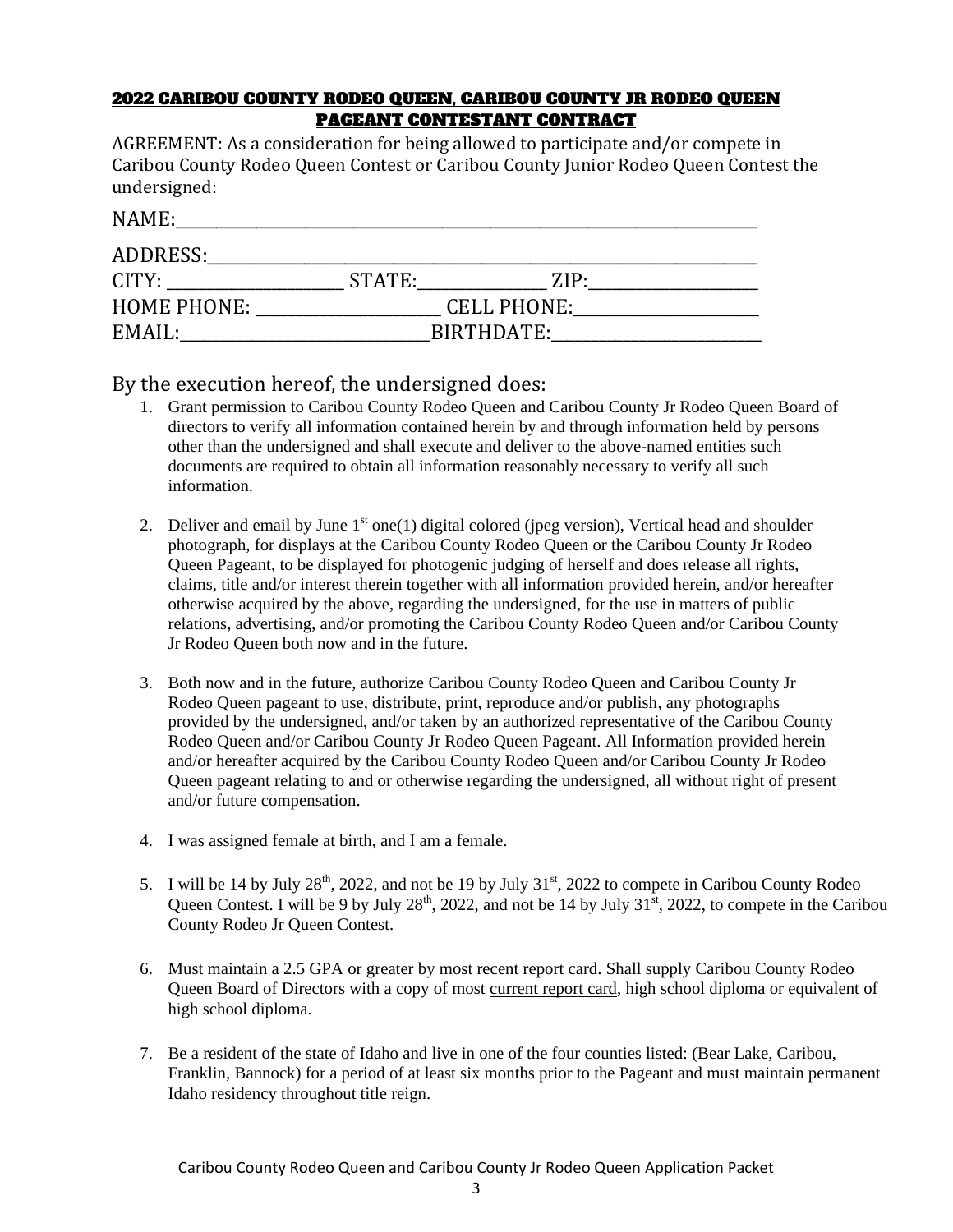## 2022 CARIBOU COUNTY RODEO QUEEN, CARIBOU COUNTY JR RODEO QUEEN PAGEANT CONTESTANT CONTRACT

AGREEMENT: As a consideration for being allowed to participate and/or compete in Caribou County Rodeo Queen Contest or Caribou County Junior Rodeo Queen Contest the undersigned:

NAME:______________________________________________________________________

ADDRESS:___________________________________________________________________

CITY: ____________________ STATE:______________ ZIP:___________________

HOME PHONE: _____________________ CELL PHONE:______________________

EMAIL:_____________________________BIRTHDATE:________________________

### By the execution hereof, the undersigned does:

1. Grant permission to Caribou County Rodeo Queen and Caribou County Jr Rodeo Queen Board of directors to verify all information contained herein by and through information held by persons other than the undersigned and shall execute and deliver to the above-named entities such documents are required to obtain all information reasonably necessary to verify all such information.

2. Deliver and email by June 1st one(1) digital colored (jpeg version), Vertical head and shoulder photograph, for displays at the Caribou County Rodeo Queen or the Caribou County Jr Rodeo Queen Pageant, to be displayed for photogenic judging of herself and does release all rights, claims, title and/or interest therein together with all information provided herein, and/or hereafter otherwise acquired by the above, regarding the undersigned, for the use in matters of public relations, advertising, and/or promoting the Caribou County Rodeo Queen and/or Caribou County Jr Rodeo Queen both now and in the future.

3. Both now and in the future, authorize Caribou County Rodeo Queen and Caribou County Jr Rodeo Queen pageant to use, distribute, print, reproduce and/or publish, any photographs provided by the undersigned, and/or taken by an authorized representative of the Caribou County Rodeo Queen and/or Caribou County Jr Rodeo Queen Pageant. All Information provided herein and/or hereafter acquired by the Caribou County Rodeo Queen and/or Caribou County Jr Rodeo Queen pageant relating to and or otherwise regarding the undersigned, all without right of present and/or future compensation.

4. I was assigned female at birth, and I am a female.

5. I will be 14 by July 28th, 2022, and not be 19 by July 31st, 2022 to compete in Caribou County Rodeo Queen Contest. I will be 9 by July 28th, 2022, and not be 14 by July 31st, 2022, to compete in the Caribou County Rodeo Jr Queen Contest.

6. Must maintain a 2.5 GPA or greater by most recent report card. Shall supply Caribou County Rodeo Queen Board of Directors with a copy of most current report card, high school diploma or equivalent of high school diploma.

7. Be a resident of the state of Idaho and live in one of the four counties listed: (Bear Lake, Caribou, Franklin, Bannock) for a period of at least six months prior to the Pageant and must maintain permanent Idaho residency throughout title reign.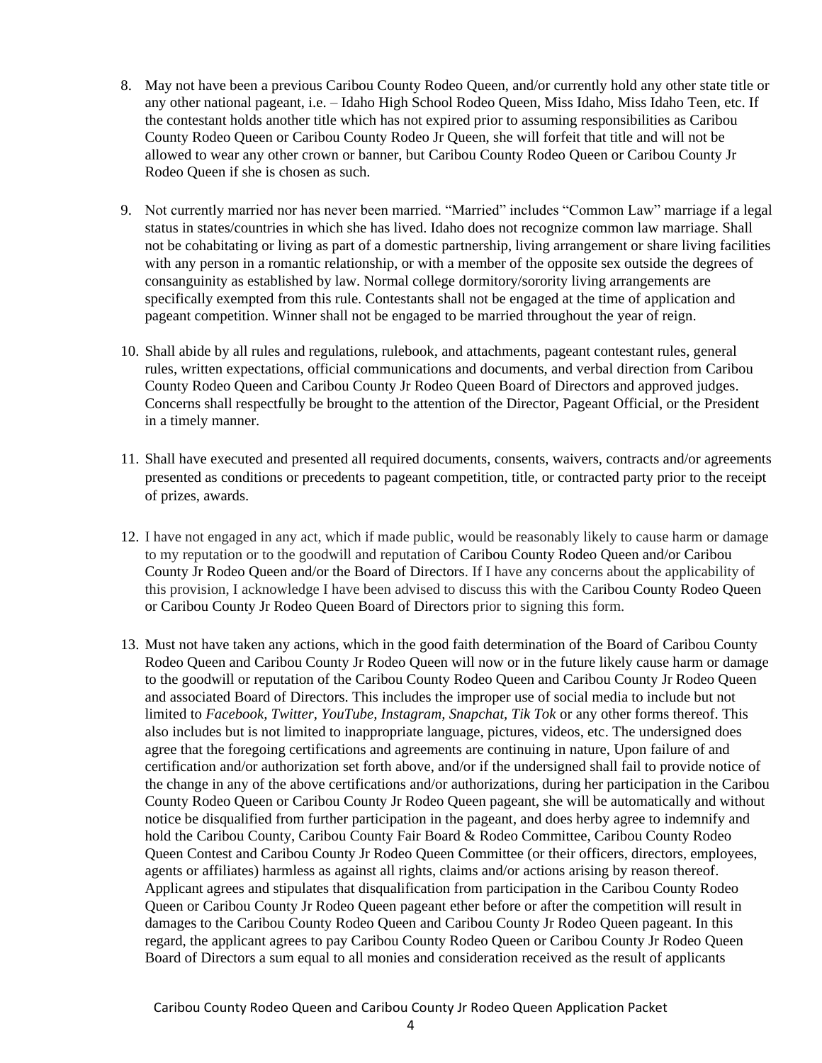8. May not have been a previous Caribou County Rodeo Queen, and/or currently hold any other state title or any other national pageant, i.e. – Idaho High School Rodeo Queen, Miss Idaho, Miss Idaho Teen, etc. If the contestant holds another title which has not expired prior to assuming responsibilities as Caribou County Rodeo Queen or Caribou County Rodeo Jr Queen, she will forfeit that title and will not be allowed to wear any other crown or banner, but Caribou County Rodeo Queen or Caribou County Jr Rodeo Queen if she is chosen as such.

9. Not currently married nor has never been married. "Married" includes "Common Law" marriage if a legal status in states/countries in which she has lived. Idaho does not recognize common law marriage. Shall not be cohabitating or living as part of a domestic partnership, living arrangement or share living facilities with any person in a romantic relationship, or with a member of the opposite sex outside the degrees of consanguinity as established by law. Normal college dormitory/sorority living arrangements are specifically exempted from this rule. Contestants shall not be engaged at the time of application and pageant competition. Winner shall not be engaged to be married throughout the year of reign.

10. Shall abide by all rules and regulations, rulebook, and attachments, pageant contestant rules, general rules, written expectations, official communications and documents, and verbal direction from Caribou County Rodeo Queen and Caribou County Jr Rodeo Queen Board of Directors and approved judges. Concerns shall respectfully be brought to the attention of the Director, Pageant Official, or the President in a timely manner.

11. Shall have executed and presented all required documents, consents, waivers, contracts and/or agreements presented as conditions or precedents to pageant competition, title, or contracted party prior to the receipt of prizes, awards.

12. I have not engaged in any act, which if made public, would be reasonably likely to cause harm or damage to my reputation or to the goodwill and reputation of Caribou County Rodeo Queen and/or Caribou County Jr Rodeo Queen and/or the Board of Directors. If I have any concerns about the applicability of this provision, I acknowledge I have been advised to discuss this with the Caribou County Rodeo Queen or Caribou County Jr Rodeo Queen Board of Directors prior to signing this form.

13. Must not have taken any actions, which in the good faith determination of the Board of Caribou County Rodeo Queen and Caribou County Jr Rodeo Queen will now or in the future likely cause harm or damage to the goodwill or reputation of the Caribou County Rodeo Queen and Caribou County Jr Rodeo Queen and associated Board of Directors. This includes the improper use of social media to include but not limited to *Facebook, Twitter, YouTube, Instagram, Snapchat, Tik Tok* or any other forms thereof. This also includes but is not limited to inappropriate language, pictures, videos, etc. The undersigned does agree that the foregoing certifications and agreements are continuing in nature, Upon failure of and certification and/or authorization set forth above, and/or if the undersigned shall fail to provide notice of the change in any of the above certifications and/or authorizations, during her participation in the Caribou County Rodeo Queen or Caribou County Jr Rodeo Queen pageant, she will be automatically and without notice be disqualified from further participation in the pageant, and does herby agree to indemnify and hold the Caribou County, Caribou County Fair Board & Rodeo Committee, Caribou County Rodeo Queen Contest and Caribou County Jr Rodeo Queen Committee (or their officers, directors, employees, agents or affiliates) harmless as against all rights, claims and/or actions arising by reason thereof. Applicant agrees and stipulates that disqualification from participation in the Caribou County Rodeo Queen or Caribou County Jr Rodeo Queen pageant ether before or after the competition will result in damages to the Caribou County Rodeo Queen and Caribou County Jr Rodeo Queen pageant. In this regard, the applicant agrees to pay Caribou County Rodeo Queen or Caribou County Jr Rodeo Queen Board of Directors a sum equal to all monies and consideration received as the result of applicants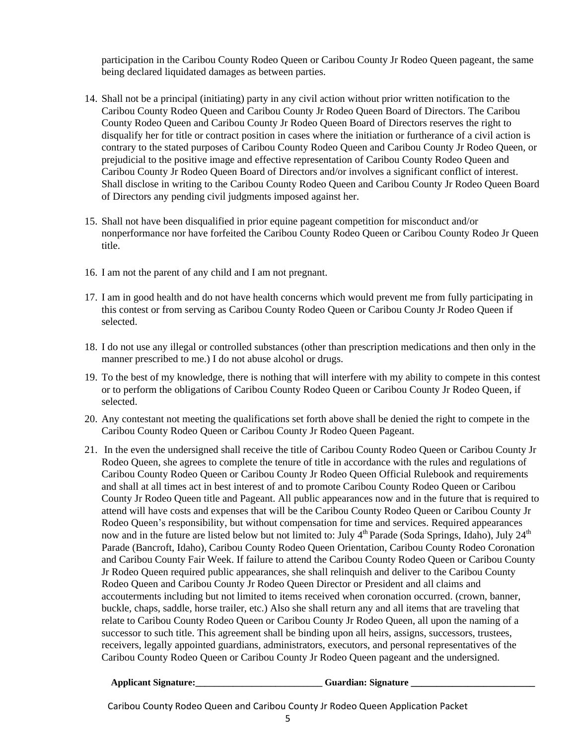participation in the Caribou County Rodeo Queen or Caribou County Jr Rodeo Queen pageant, the same being declared liquidated damages as between parties.

14. Shall not be a principal (initiating) party in any civil action without prior written notification to the Caribou County Rodeo Queen and Caribou County Jr Rodeo Queen Board of Directors. The Caribou County Rodeo Queen and Caribou County Jr Rodeo Queen Board of Directors reserves the right to disqualify her for title or contract position in cases where the initiation or furtherance of a civil action is contrary to the stated purposes of Caribou County Rodeo Queen and Caribou County Jr Rodeo Queen, or prejudicial to the positive image and effective representation of Caribou County Rodeo Queen and Caribou County Jr Rodeo Queen Board of Directors and/or involves a significant conflict of interest. Shall disclose in writing to the Caribou County Rodeo Queen and Caribou County Jr Rodeo Queen Board of Directors any pending civil judgments imposed against her.

15. Shall not have been disqualified in prior equine pageant competition for misconduct and/or nonperformance nor have forfeited the Caribou County Rodeo Queen or Caribou County Rodeo Jr Queen title.

16. I am not the parent of any child and I am not pregnant.

17. I am in good health and do not have health concerns which would prevent me from fully participating in this contest or from serving as Caribou County Rodeo Queen or Caribou County Jr Rodeo Queen if selected.

18. I do not use any illegal or controlled substances (other than prescription medications and then only in the manner prescribed to me.) I do not abuse alcohol or drugs.

19. To the best of my knowledge, there is nothing that will interfere with my ability to compete in this contest or to perform the obligations of Caribou County Rodeo Queen or Caribou County Jr Rodeo Queen, if selected.

20. Any contestant not meeting the qualifications set forth above shall be denied the right to compete in the Caribou County Rodeo Queen or Caribou County Jr Rodeo Queen Pageant.

21. In the even the undersigned shall receive the title of Caribou County Rodeo Queen or Caribou County Jr Rodeo Queen, she agrees to complete the tenure of title in accordance with the rules and regulations of Caribou County Rodeo Queen or Caribou County Jr Rodeo Queen Official Rulebook and requirements and shall at all times act in best interest of and to promote Caribou County Rodeo Queen or Caribou County Jr Rodeo Queen title and Pageant. All public appearances now and in the future that is required to attend will have costs and expenses that will be the Caribou County Rodeo Queen or Caribou County Jr Rodeo Queen's responsibility, but without compensation for time and services. Required appearances now and in the future are listed below but not limited to: July 4th Parade (Soda Springs, Idaho), July 24th Parade (Bancroft, Idaho), Caribou County Rodeo Queen Orientation, Caribou County Rodeo Coronation and Caribou County Fair Week. If failure to attend the Caribou County Rodeo Queen or Caribou County Jr Rodeo Queen required public appearances, she shall relinquish and deliver to the Caribou County Rodeo Queen and Caribou County Jr Rodeo Queen Director or President and all claims and accouterments including but not limited to items received when coronation occurred. (crown, banner, buckle, chaps, saddle, horse trailer, etc.) Also she shall return any and all items that are traveling that relate to Caribou County Rodeo Queen or Caribou County Jr Rodeo Queen, all upon the naming of a successor to such title. This agreement shall be binding upon all heirs, assigns, successors, trustees, receivers, legally appointed guardians, administrators, executors, and personal representatives of the Caribou County Rodeo Queen or Caribou County Jr Rodeo Queen pageant and the undersigned.

**Applicant Signature:\_\_\_\_\_\_\_\_\_\_\_\_\_\_\_\_\_\_\_\_\_\_\_\_\_\_\_ Guardian: Signature \_\_\_\_\_\_\_\_\_\_\_\_\_\_\_\_\_\_\_\_\_\_\_\_\_\_\_**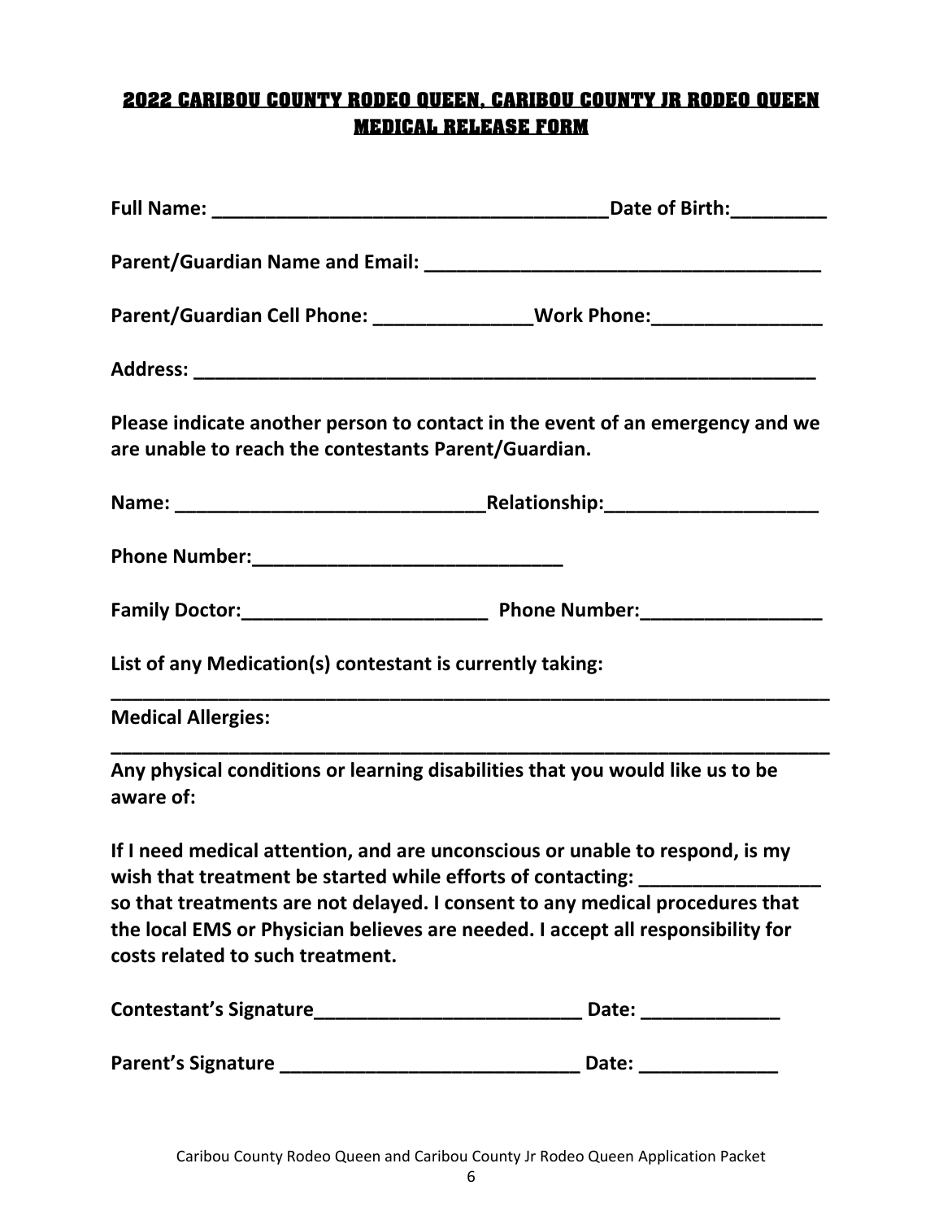## 2022 CARIBOU COUNTY RODEO QUEEN, CARIBOU COUNTY JR RODEO QUEEN MEDICAL RELEASE FORM

**Full Name: ______________________________________Date of Birth:_________**

**Parent/Guardian Name and Email: _____________________________________**

**Parent/Guardian Cell Phone: _______________Work Phone:________________**

**Address: ____________________________________________________________**

**Please indicate another person to contact in the event of an emergency and we are unable to reach the contestants Parent/Guardian.**

**Name: _____________________________Relationship:____________________**

**Phone Number:_____________________________**

**Family Doctor:_______________________ Phone Number:_________________**

**List of any Medication(s) contestant is currently taking:**

**______________________________________________________________________**

**Medical Allergies:**

**______________________________________________________________________**

**Any physical conditions or learning disabilities that you would like us to be aware of:**

**If I need medical attention, and are unconscious or unable to respond, is my wish that treatment be started while efforts of contacting: _________________ so that treatments are not delayed. I consent to any medical procedures that the local EMS or Physician believes are needed. I accept all responsibility for costs related to such treatment.**

**Contestant's Signature__________________________ Date: _____________**

**Parent's Signature ____________________________ Date: _____________**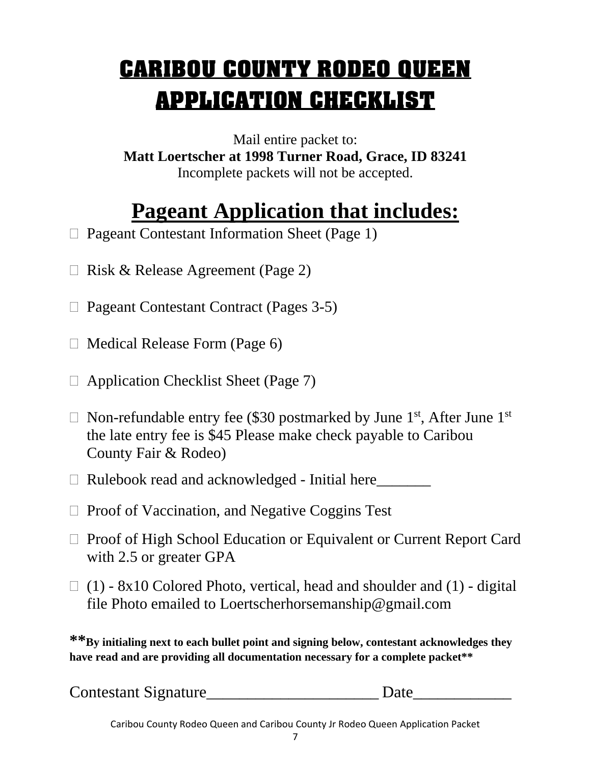# CARIBOU COUNTY RODEO QUEEN APPLICATION CHECKLIST

Mail entire packet to:
**Matt Loertscher at 1998 Turner Road, Grace, ID 83241**
Incomplete packets will not be accepted.

## Pageant Application that includes:

- ☐ Pageant Contestant Information Sheet (Page 1)
- ☐ Risk & Release Agreement (Page 2)
- ☐ Pageant Contestant Contract (Pages 3-5)
- ☐ Medical Release Form (Page 6)
- ☐ Application Checklist Sheet (Page 7)
- ☐ Non-refundable entry fee ($30 postmarked by June 1st, After June 1st the late entry fee is $45 Please make check payable to Caribou County Fair & Rodeo)
- ☐ Rulebook read and acknowledged - Initial here_______
- ☐ Proof of Vaccination, and Negative Coggins Test
- ☐ Proof of High School Education or Equivalent or Current Report Card with 2.5 or greater GPA
- ☐ (1) - 8x10 Colored Photo, vertical, head and shoulder and (1) - digital file Photo emailed to Loertscherhorsemanship@gmail.com

****By initialing next to each bullet point and signing below, contestant acknowledges they have read and are providing all documentation necessary for a complete packet****

Contestant Signature_____________________ Date____________